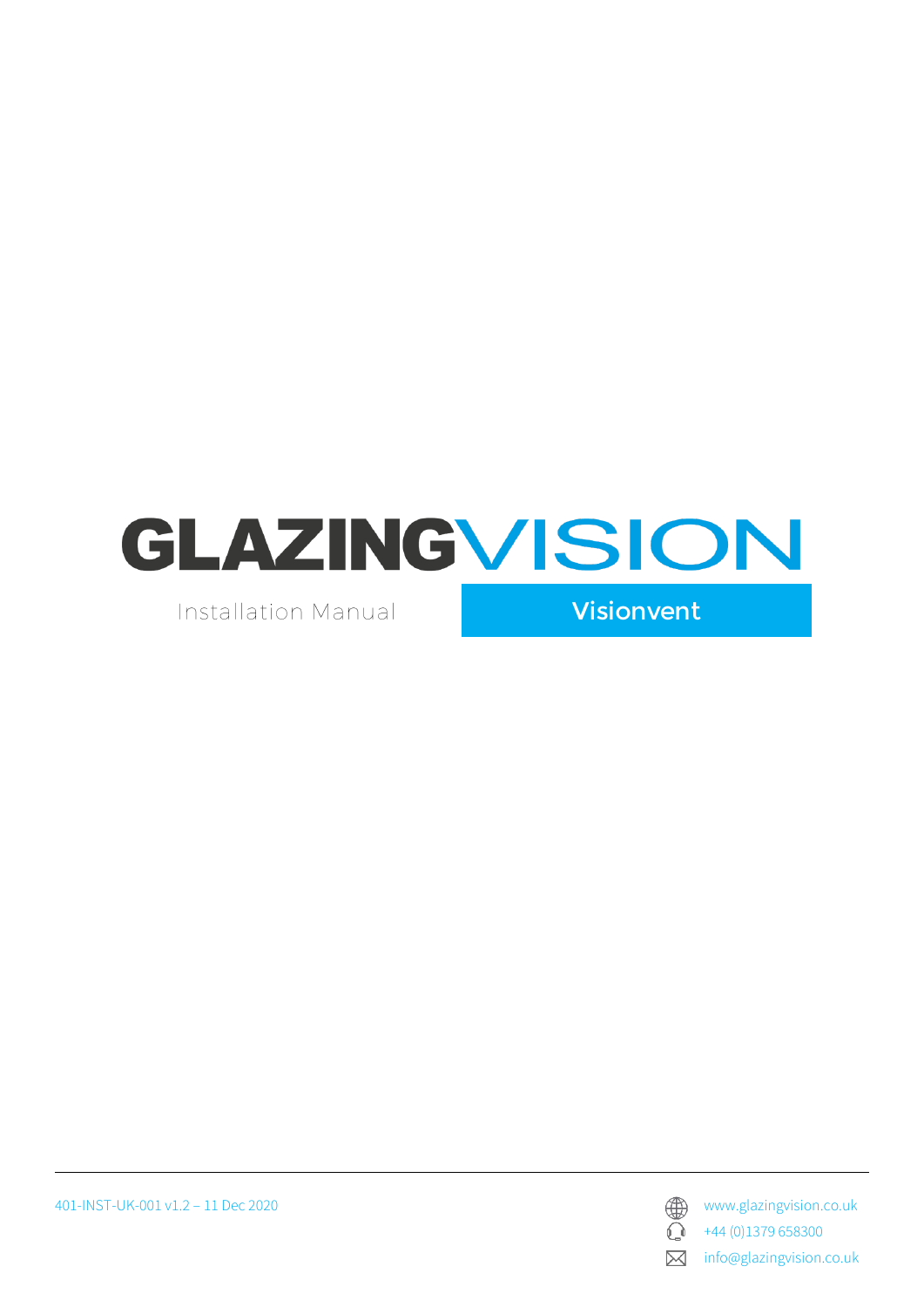# GLAZINGVISION

Installation Manual

**Visionvent**

401-INST-UK-001 v1.2 – 11 Dec 2020

www.glazingvision.co.uk

+44 (0)1379 658300

info@glazingvision.co.uk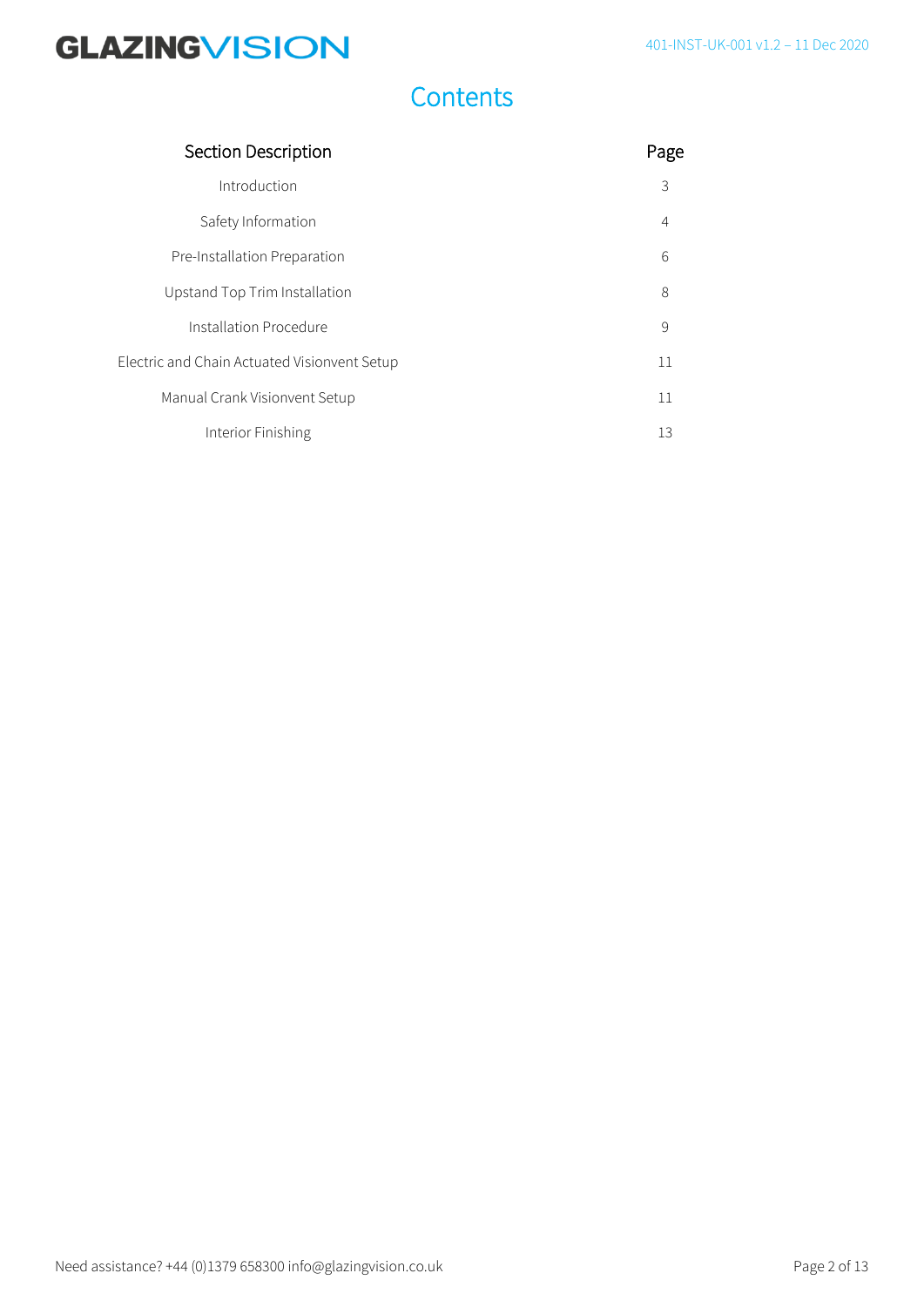# Contents

| Section Description | Page |
| --- | --- |
| Introduction | 3 |
| Safety Information | 4 |
| Pre-Installation Preparation | 6 |
| Upstand Top Trim Installation | 8 |
| Installation Procedure | 9 |
| Electric and Chain Actuated Visionvent Setup | 11 |
| Manual Crank Visionvent Setup | 11 |
| Interior Finishing | 13 |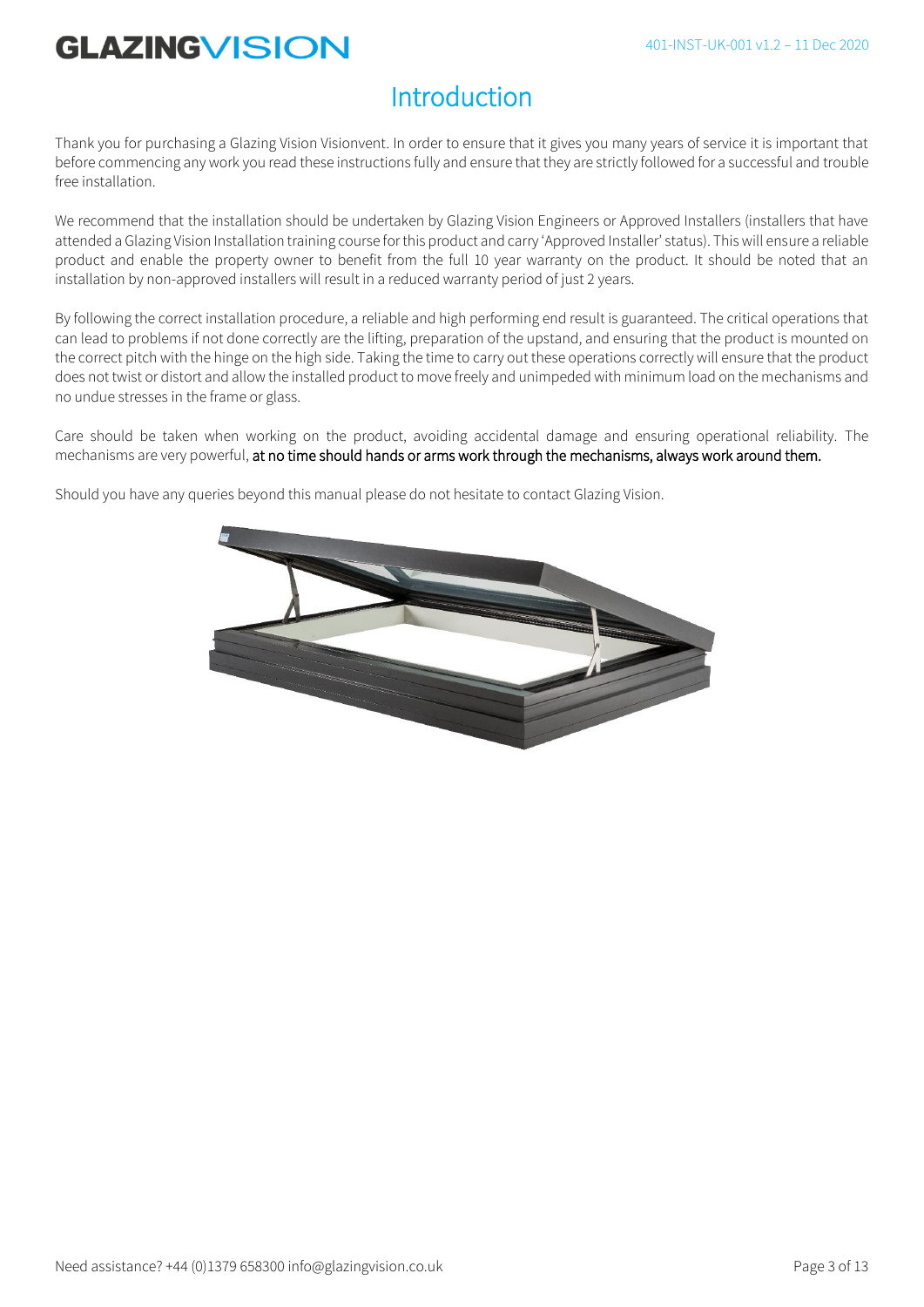# Introduction

Thank you for purchasing a Glazing Vision Visionvent. In order to ensure that it gives you many years of service it is important that before commencing any work you read these instructions fully and ensure that they are strictly followed for a successful and trouble free installation.

We recommend that the installation should be undertaken by Glazing Vision Engineers or Approved Installers (installers that have attended a Glazing Vision Installation training course for this product and carry 'Approved Installer' status). This will ensure a reliable product and enable the property owner to benefit from the full 10 year warranty on the product. It should be noted that an installation by non-approved installers will result in a reduced warranty period of just 2 years.

By following the correct installation procedure, a reliable and high performing end result is guaranteed. The critical operations that can lead to problems if not done correctly are the lifting, preparation of the upstand, and ensuring that the product is mounted on the correct pitch with the hinge on the high side. Taking the time to carry out these operations correctly will ensure that the product does not twist or distort and allow the installed product to move freely and unimpeded with minimum load on the mechanisms and no undue stresses in the frame or glass.

Care should be taken when working on the product, avoiding accidental damage and ensuring operational reliability. The mechanisms are very powerful, at no time should hands or arms work through the mechanisms, always work around them.

Should you have any queries beyond this manual please do not hesitate to contact Glazing Vision.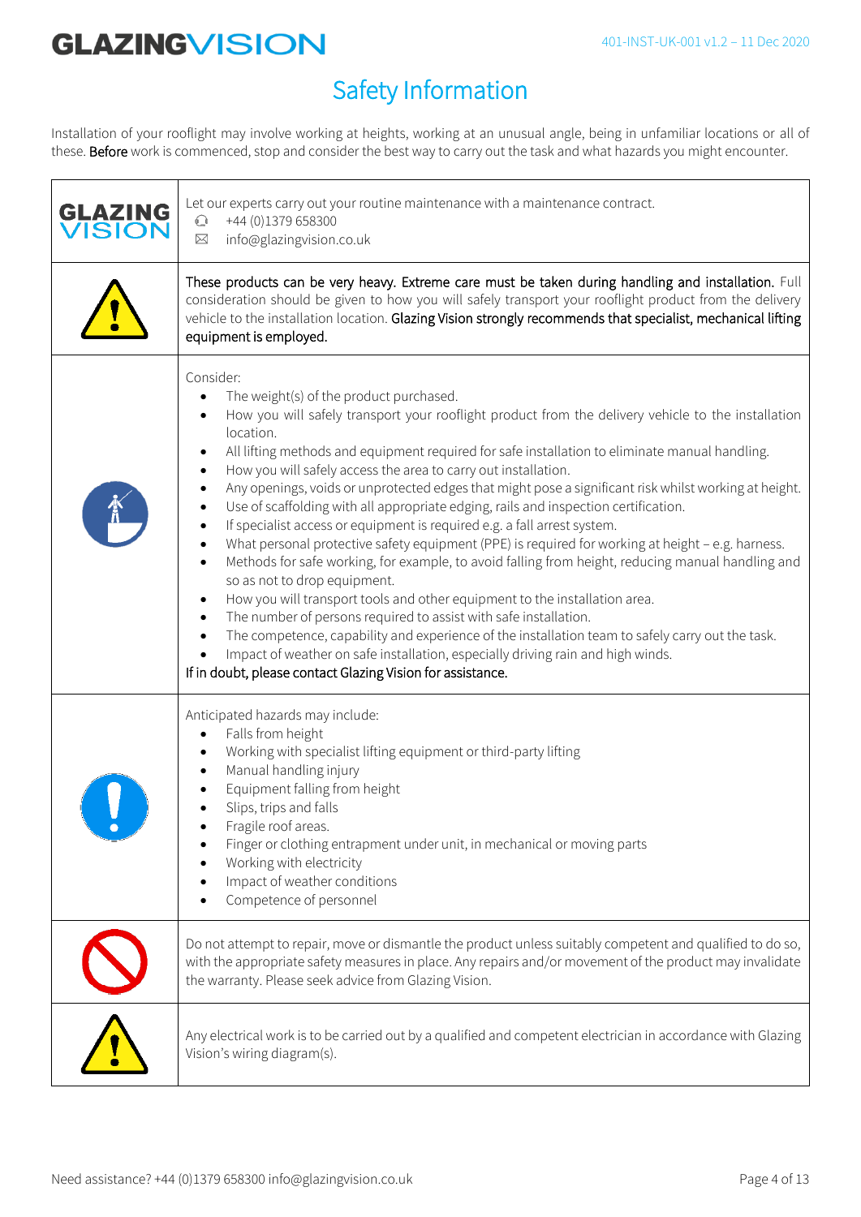# Safety Information

Installation of your rooflight may involve working at heights, working at an unusual angle, being in unfamiliar locations or all of these. **Before** work is commenced, stop and consider the best way to carry out the task and what hazards you might encounter.

| | |
|---|---|
| GLAZING VISION | Let our experts carry out your routine maintenance with a maintenance contract.<br>+44 (0)1379 658300<br>info@glazingvision.co.uk |
| | **These products can be very heavy. Extreme care must be taken during handling and installation.** Full consideration should be given to how you will safely transport your rooflight product from the delivery vehicle to the installation location. **Glazing Vision strongly recommends that specialist, mechanical lifting equipment is employed.** |
| | Consider:<br>• The weight(s) of the product purchased.<br>• How you will safely transport your rooflight product from the delivery vehicle to the installation location.<br>• All lifting methods and equipment required for safe installation to eliminate manual handling.<br>• How you will safely access the area to carry out installation.<br>• Any openings, voids or unprotected edges that might pose a significant risk whilst working at height.<br>• Use of scaffolding with all appropriate edging, rails and inspection certification.<br>• If specialist access or equipment is required e.g. a fall arrest system.<br>• What personal protective safety equipment (PPE) is required for working at height – e.g. harness.<br>• Methods for safe working, for example, to avoid falling from height, reducing manual handling and so as not to drop equipment.<br>• How you will transport tools and other equipment to the installation area.<br>• The number of persons required to assist with safe installation.<br>• The competence, capability and experience of the installation team to safely carry out the task.<br>• Impact of weather on safe installation, especially driving rain and high winds.<br>**If in doubt, please contact Glazing Vision for assistance.** |
| | Anticipated hazards may include:<br>• Falls from height<br>• Working with specialist lifting equipment or third-party lifting<br>• Manual handling injury<br>• Equipment falling from height<br>• Slips, trips and falls<br>• Fragile roof areas.<br>• Finger or clothing entrapment under unit, in mechanical or moving parts<br>• Working with electricity<br>• Impact of weather conditions<br>• Competence of personnel |
| | Do not attempt to repair, move or dismantle the product unless suitably competent and qualified to do so, with the appropriate safety measures in place. Any repairs and/or movement of the product may invalidate the warranty. Please seek advice from Glazing Vision. |
| | Any electrical work is to be carried out by a qualified and competent electrician in accordance with Glazing Vision's wiring diagram(s). |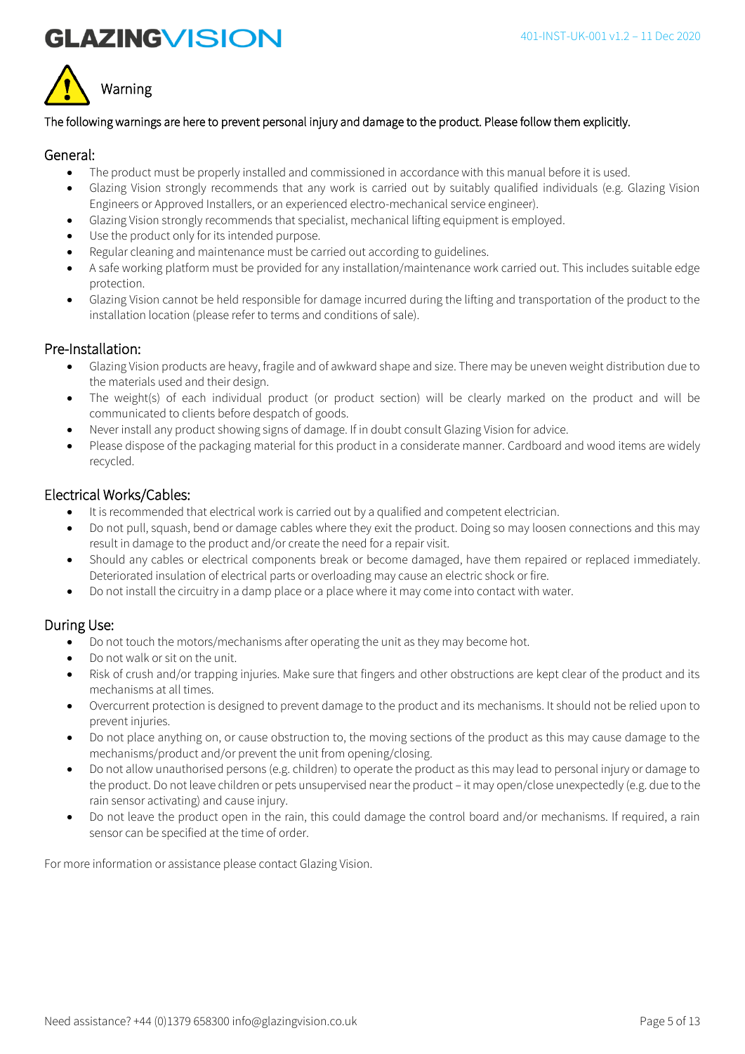# Warning

The following warnings are here to prevent personal injury and damage to the product. Please follow them explicitly.

## General:

- The product must be properly installed and commissioned in accordance with this manual before it is used.
- Glazing Vision strongly recommends that any work is carried out by suitably qualified individuals (e.g. Glazing Vision Engineers or Approved Installers, or an experienced electro-mechanical service engineer).
- Glazing Vision strongly recommends that specialist, mechanical lifting equipment is employed.
- Use the product only for its intended purpose.
- Regular cleaning and maintenance must be carried out according to guidelines.
- A safe working platform must be provided for any installation/maintenance work carried out. This includes suitable edge protection.
- Glazing Vision cannot be held responsible for damage incurred during the lifting and transportation of the product to the installation location (please refer to terms and conditions of sale).

## Pre-Installation:

- Glazing Vision products are heavy, fragile and of awkward shape and size. There may be uneven weight distribution due to the materials used and their design.
- The weight(s) of each individual product (or product section) will be clearly marked on the product and will be communicated to clients before despatch of goods.
- Never install any product showing signs of damage. If in doubt consult Glazing Vision for advice.
- Please dispose of the packaging material for this product in a considerate manner. Cardboard and wood items are widely recycled.

## Electrical Works/Cables:

- It is recommended that electrical work is carried out by a qualified and competent electrician.
- Do not pull, squash, bend or damage cables where they exit the product. Doing so may loosen connections and this may result in damage to the product and/or create the need for a repair visit.
- Should any cables or electrical components break or become damaged, have them repaired or replaced immediately. Deteriorated insulation of electrical parts or overloading may cause an electric shock or fire.
- Do not install the circuitry in a damp place or a place where it may come into contact with water.

## During Use:

- Do not touch the motors/mechanisms after operating the unit as they may become hot.
- Do not walk or sit on the unit.
- Risk of crush and/or trapping injuries. Make sure that fingers and other obstructions are kept clear of the product and its mechanisms at all times.
- Overcurrent protection is designed to prevent damage to the product and its mechanisms. It should not be relied upon to prevent injuries.
- Do not place anything on, or cause obstruction to, the moving sections of the product as this may cause damage to the mechanisms/product and/or prevent the unit from opening/closing.
- Do not allow unauthorised persons (e.g. children) to operate the product as this may lead to personal injury or damage to the product. Do not leave children or pets unsupervised near the product – it may open/close unexpectedly (e.g. due to the rain sensor activating) and cause injury.
- Do not leave the product open in the rain, this could damage the control board and/or mechanisms. If required, a rain sensor can be specified at the time of order.

For more information or assistance please contact Glazing Vision.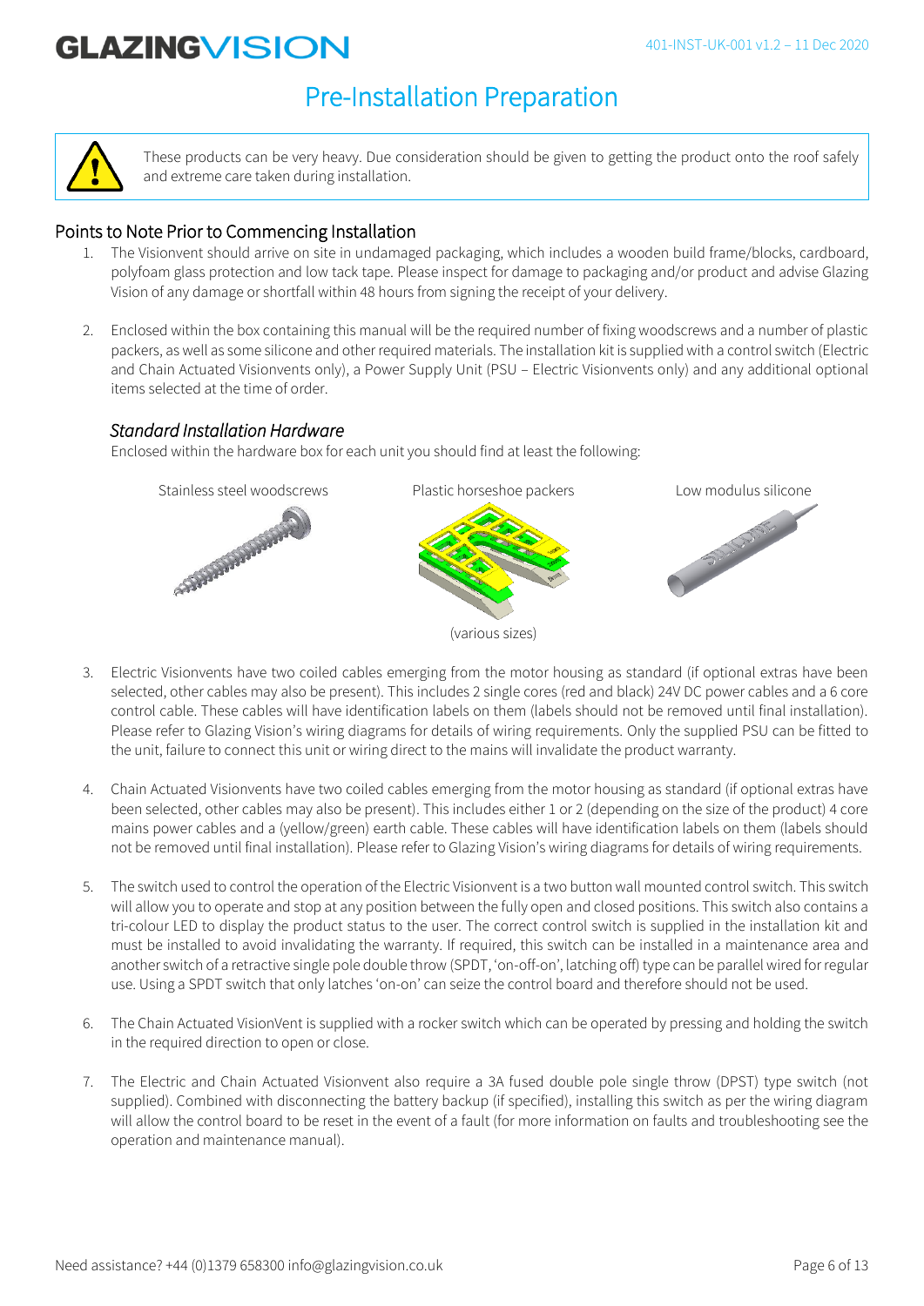# Pre-Installation Preparation

These products can be very heavy. Due consideration should be given to getting the product onto the roof safely and extreme care taken during installation.

## Points to Note Prior to Commencing Installation

1. The Visionvent should arrive on site in undamaged packaging, which includes a wooden build frame/blocks, cardboard, polyfoam glass protection and low tack tape. Please inspect for damage to packaging and/or product and advise Glazing Vision of any damage or shortfall within 48 hours from signing the receipt of your delivery.

2. Enclosed within the box containing this manual will be the required number of fixing woodscrews and a number of plastic packers, as well as some silicone and other required materials. The installation kit is supplied with a control switch (Electric and Chain Actuated Visionvents only), a Power Supply Unit (PSU – Electric Visionvents only) and any additional optional items selected at the time of order.

### *Standard Installation Hardware*

Enclosed within the hardware box for each unit you should find at least the following:

Stainless steel woodscrews

Plastic horseshoe packers

(various sizes)

Low modulus silicone

3. Electric Visionvents have two coiled cables emerging from the motor housing as standard (if optional extras have been selected, other cables may also be present). This includes 2 single cores (red and black) 24V DC power cables and a 6 core control cable. These cables will have identification labels on them (labels should not be removed until final installation). Please refer to Glazing Vision's wiring diagrams for details of wiring requirements. Only the supplied PSU can be fitted to the unit, failure to connect this unit or wiring direct to the mains will invalidate the product warranty.

4. Chain Actuated Visionvents have two coiled cables emerging from the motor housing as standard (if optional extras have been selected, other cables may also be present). This includes either 1 or 2 (depending on the size of the product) 4 core mains power cables and a (yellow/green) earth cable. These cables will have identification labels on them (labels should not be removed until final installation). Please refer to Glazing Vision's wiring diagrams for details of wiring requirements.

5. The switch used to control the operation of the Electric Visionvent is a two button wall mounted control switch. This switch will allow you to operate and stop at any position between the fully open and closed positions. This switch also contains a tri-colour LED to display the product status to the user. The correct control switch is supplied in the installation kit and must be installed to avoid invalidating the warranty. If required, this switch can be installed in a maintenance area and another switch of a retractive single pole double throw (SPDT, 'on-off-on', latching off) type can be parallel wired for regular use. Using a SPDT switch that only latches 'on-on' can seize the control board and therefore should not be used.

6. The Chain Actuated VisionVent is supplied with a rocker switch which can be operated by pressing and holding the switch in the required direction to open or close.

7. The Electric and Chain Actuated Visionvent also require a 3A fused double pole single throw (DPST) type switch (not supplied). Combined with disconnecting the battery backup (if specified), installing this switch as per the wiring diagram will allow the control board to be reset in the event of a fault (for more information on faults and troubleshooting see the operation and maintenance manual).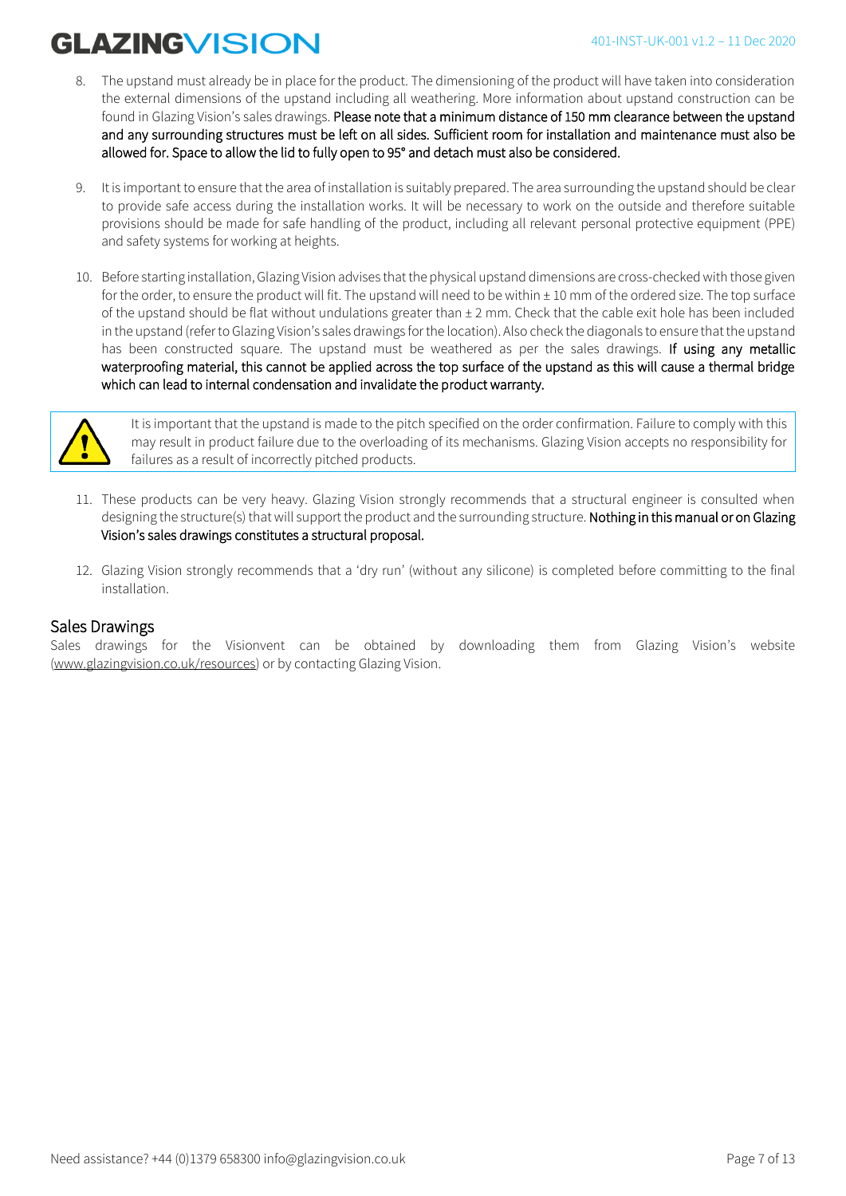8. The upstand must already be in place for the product. The dimensioning of the product will have taken into consideration the external dimensions of the upstand including all weathering. More information about upstand construction can be found in Glazing Vision's sales drawings. Please note that a minimum distance of 150 mm clearance between the upstand and any surrounding structures must be left on all sides. Sufficient room for installation and maintenance must also be allowed for. Space to allow the lid to fully open to 95° and detach must also be considered.

9. It is important to ensure that the area of installation is suitably prepared. The area surrounding the upstand should be clear to provide safe access during the installation works. It will be necessary to work on the outside and therefore suitable provisions should be made for safe handling of the product, including all relevant personal protective equipment (PPE) and safety systems for working at heights.

10. Before starting installation, Glazing Vision advises that the physical upstand dimensions are cross-checked with those given for the order, to ensure the product will fit. The upstand will need to be within ± 10 mm of the ordered size. The top surface of the upstand should be flat without undulations greater than ± 2 mm. Check that the cable exit hole has been included in the upstand (refer to Glazing Vision's sales drawings for the location). Also check the diagonals to ensure that the upstand has been constructed square. The upstand must be weathered as per the sales drawings. If using any metallic waterproofing material, this cannot be applied across the top surface of the upstand as this will cause a thermal bridge which can lead to internal condensation and invalidate the product warranty.

> ⚠ It is important that the upstand is made to the pitch specified on the order confirmation. Failure to comply with this may result in product failure due to the overloading of its mechanisms. Glazing Vision accepts no responsibility for failures as a result of incorrectly pitched products.

11. These products can be very heavy. Glazing Vision strongly recommends that a structural engineer is consulted when designing the structure(s) that will support the product and the surrounding structure. Nothing in this manual or on Glazing Vision's sales drawings constitutes a structural proposal.

12. Glazing Vision strongly recommends that a 'dry run' (without any silicone) is completed before committing to the final installation.

## Sales Drawings

Sales drawings for the Visionvent can be obtained by downloading them from Glazing Vision's website (www.glazingvision.co.uk/resources) or by contacting Glazing Vision.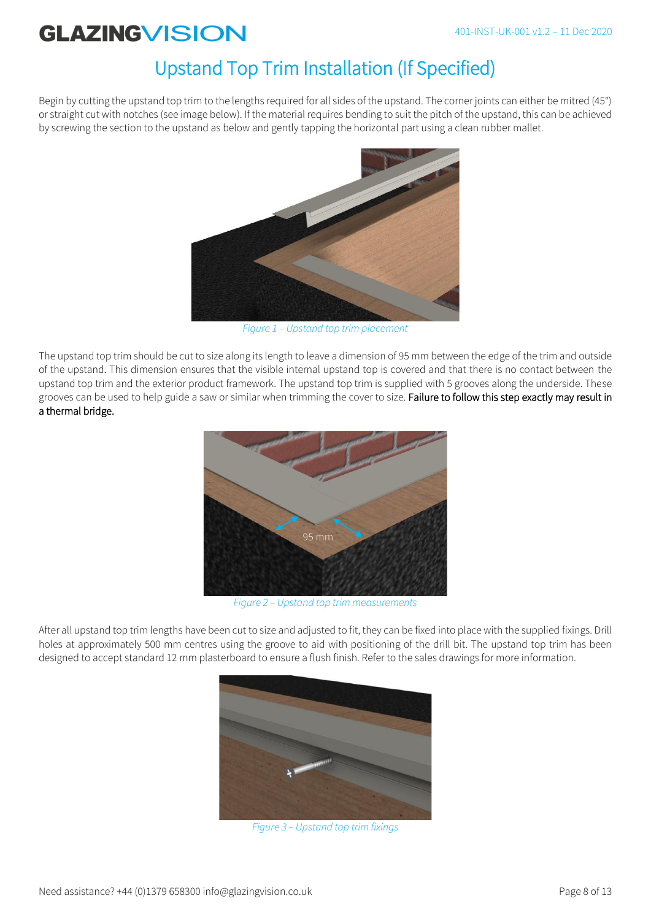# Upstand Top Trim Installation (If Specified)

Begin by cutting the upstand top trim to the lengths required for all sides of the upstand. The corner joints can either be mitred (45°) or straight cut with notches (see image below). If the material requires bending to suit the pitch of the upstand, this can be achieved by screwing the section to the upstand as below and gently tapping the horizontal part using a clean rubber mallet.

*Figure 1 – Upstand top trim placement*

The upstand top trim should be cut to size along its length to leave a dimension of 95 mm between the edge of the trim and outside of the upstand. This dimension ensures that the visible internal upstand top is covered and that there is no contact between the upstand top trim and the exterior product framework. The upstand top trim is supplied with 5 grooves along the underside. These grooves can be used to help guide a saw or similar when trimming the cover to size. Failure to follow this step exactly may result in a thermal bridge.

*Figure 2 – Upstand top trim measurements*

After all upstand top trim lengths have been cut to size and adjusted to fit, they can be fixed into place with the supplied fixings. Drill holes at approximately 500 mm centres using the groove to aid with positioning of the drill bit. The upstand top trim has been designed to accept standard 12 mm plasterboard to ensure a flush finish. Refer to the sales drawings for more information.

*Figure 3 – Upstand top trim fixings*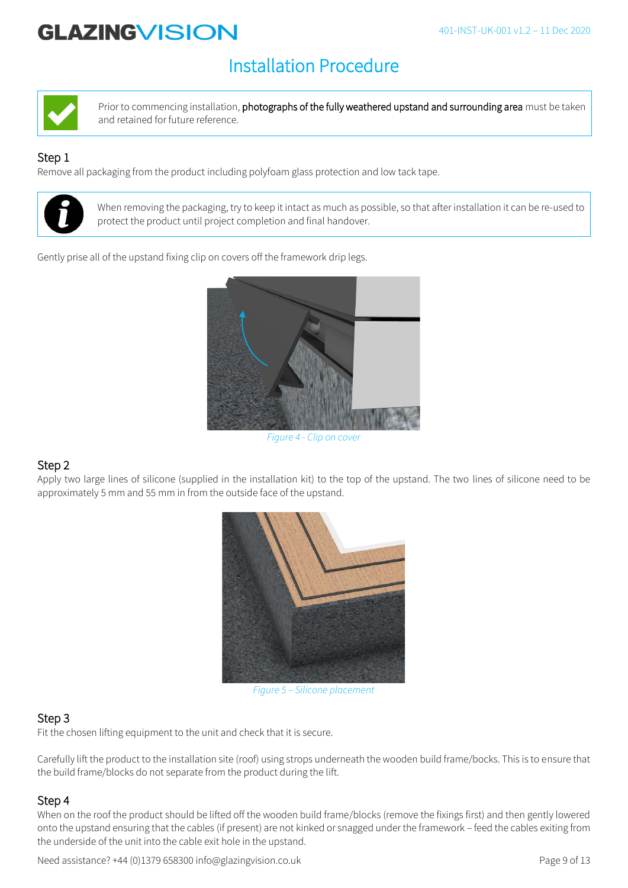# Installation Procedure

Prior to commencing installation, **photographs of the fully weathered upstand and surrounding area** must be taken and retained for future reference.

## Step 1

Remove all packaging from the product including polyfoam glass protection and low tack tape.

When removing the packaging, try to keep it intact as much as possible, so that after installation it can be re-used to protect the product until project completion and final handover.

Gently prise all of the upstand fixing clip on covers off the framework drip legs.

*Figure 4 - Clip on cover*

## Step 2

Apply two large lines of silicone (supplied in the installation kit) to the top of the upstand. The two lines of silicone need to be approximately 5 mm and 55 mm in from the outside face of the upstand.

*Figure 5 – Silicone placement*

## Step 3

Fit the chosen lifting equipment to the unit and check that it is secure.

Carefully lift the product to the installation site (roof) using strops underneath the wooden build frame/bocks. This is to ensure that the build frame/blocks do not separate from the product during the lift.

## Step 4

When on the roof the product should be lifted off the wooden build frame/blocks (remove the fixings first) and then gently lowered onto the upstand ensuring that the cables (if present) are not kinked or snagged under the framework – feed the cables exiting from the underside of the unit into the cable exit hole in the upstand.

Need assistance? +44 (0)1379 658300 info@glazingvision.co.uk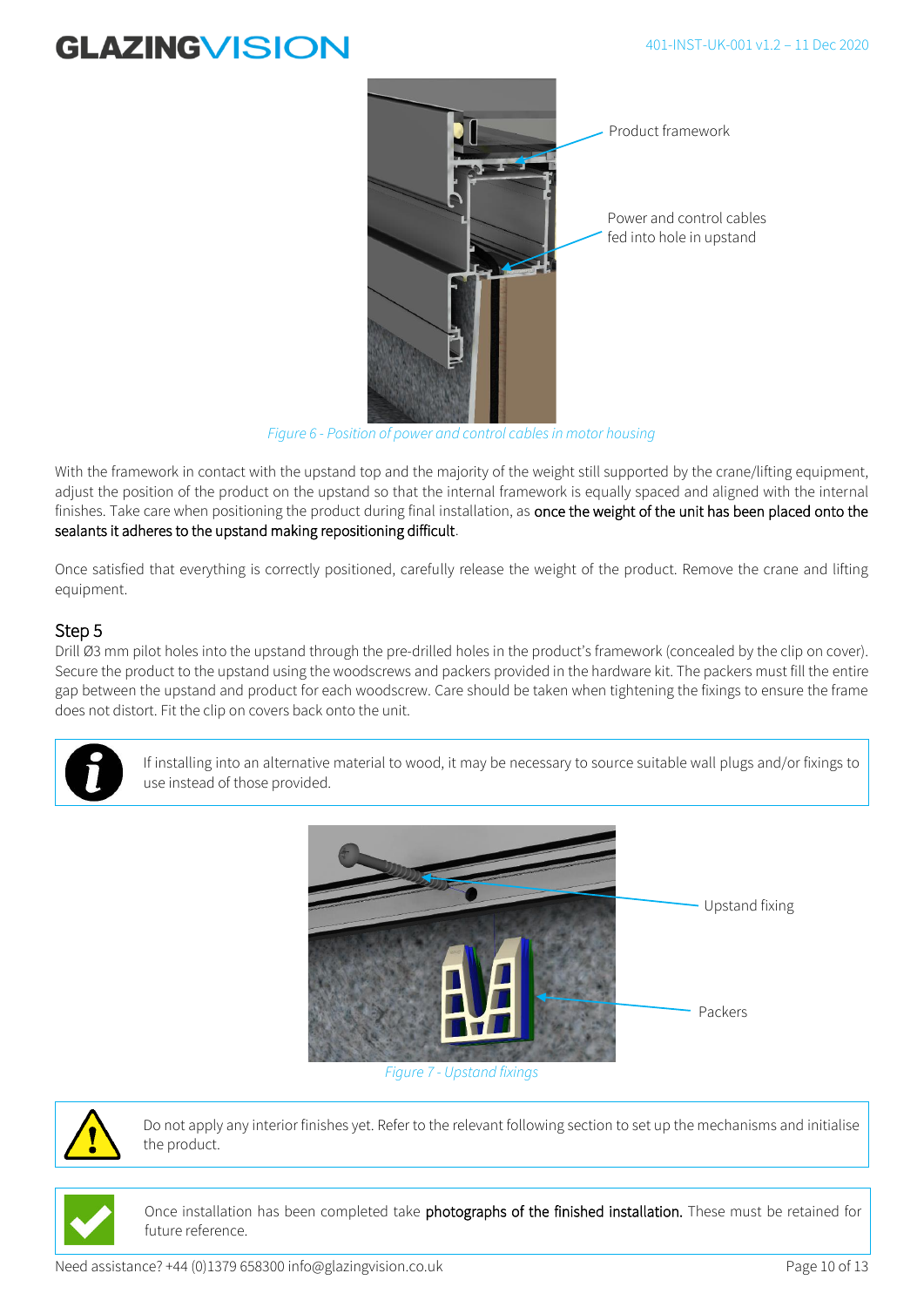Product framework

Power and control cables fed into hole in upstand

*Figure 6 - Position of power and control cables in motor housing*

With the framework in contact with the upstand top and the majority of the weight still supported by the crane/lifting equipment, adjust the position of the product on the upstand so that the internal framework is equally spaced and aligned with the internal finishes. Take care when positioning the product during final installation, as **once the weight of the unit has been placed onto the sealants it adheres to the upstand making repositioning difficult**.

Once satisfied that everything is correctly positioned, carefully release the weight of the product. Remove the crane and lifting equipment.

## Step 5

Drill Ø3 mm pilot holes into the upstand through the pre-drilled holes in the product's framework (concealed by the clip on cover). Secure the product to the upstand using the woodscrews and packers provided in the hardware kit. The packers must fill the entire gap between the upstand and product for each woodscrew. Care should be taken when tightening the fixings to ensure the frame does not distort. Fit the clip on covers back onto the unit.

> If installing into an alternative material to wood, it may be necessary to source suitable wall plugs and/or fixings to use instead of those provided.

Upstand fixing

Packers

*Figure 7 - Upstand fixings*

> Do not apply any interior finishes yet. Refer to the relevant following section to set up the mechanisms and initialise the product.

> Once installation has been completed take **photographs of the finished installation.** These must be retained for future reference.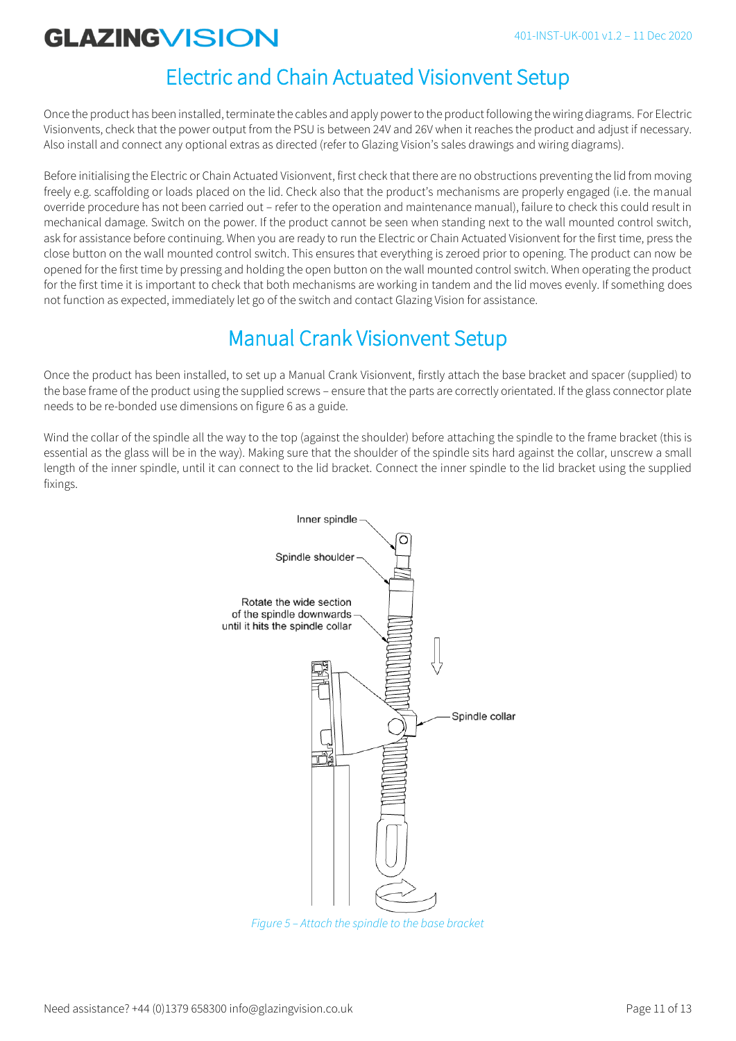## Electric and Chain Actuated Visionvent Setup

Once the product has been installed, terminate the cables and apply power to the product following the wiring diagrams. For Electric Visionvents, check that the power output from the PSU is between 24V and 26V when it reaches the product and adjust if necessary. Also install and connect any optional extras as directed (refer to Glazing Vision's sales drawings and wiring diagrams).

Before initialising the Electric or Chain Actuated Visionvent, first check that there are no obstructions preventing the lid from moving freely e.g. scaffolding or loads placed on the lid. Check also that the product's mechanisms are properly engaged (i.e. the manual override procedure has not been carried out – refer to the operation and maintenance manual), failure to check this could result in mechanical damage. Switch on the power. If the product cannot be seen when standing next to the wall mounted control switch, ask for assistance before continuing. When you are ready to run the Electric or Chain Actuated Visionvent for the first time, press the close button on the wall mounted control switch. This ensures that everything is zeroed prior to opening. The product can now be opened for the first time by pressing and holding the open button on the wall mounted control switch. When operating the product for the first time it is important to check that both mechanisms are working in tandem and the lid moves evenly. If something does not function as expected, immediately let go of the switch and contact Glazing Vision for assistance.

## Manual Crank Visionvent Setup

Once the product has been installed, to set up a Manual Crank Visionvent, firstly attach the base bracket and spacer (supplied) to the base frame of the product using the supplied screws – ensure that the parts are correctly orientated. If the glass connector plate needs to be re-bonded use dimensions on figure 6 as a guide.

Wind the collar of the spindle all the way to the top (against the shoulder) before attaching the spindle to the frame bracket (this is essential as the glass will be in the way). Making sure that the shoulder of the spindle sits hard against the collar, unscrew a small length of the inner spindle, until it can connect to the lid bracket. Connect the inner spindle to the lid bracket using the supplied fixings.

Inner spindle

Spindle shoulder

Rotate the wide section of the spindle downwards until it hits the spindle collar

Spindle collar

*Figure 5 – Attach the spindle to the base bracket*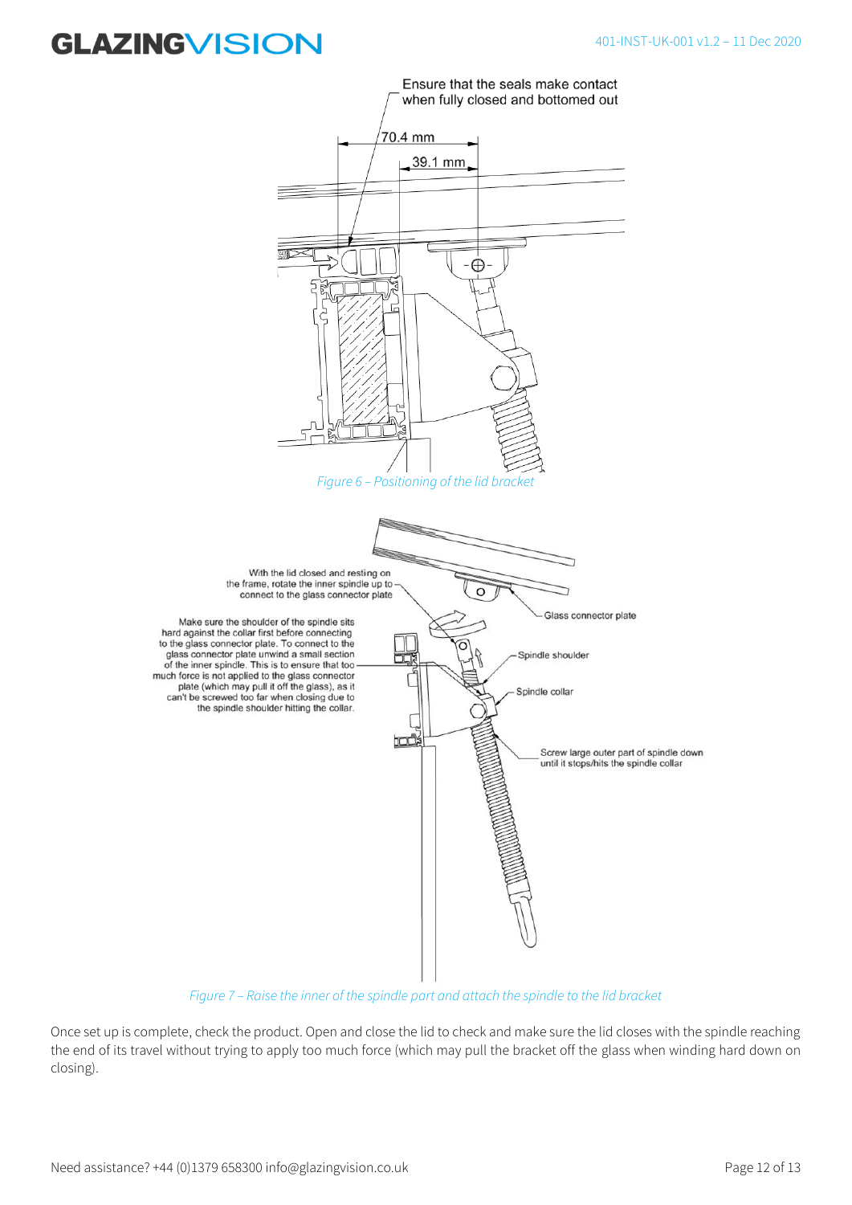Ensure that the seals make contact when fully closed and bottomed out

70.4 mm

39.1 mm

*Figure 6 – Positioning of the lid bracket*

With the lid closed and resting on the frame, rotate the inner spindle up to connect to the glass connector plate

Glass connector plate

Make sure the shoulder of the spindle sits hard against the collar first before connecting to the glass connector plate. To connect to the glass connector plate unwind a small section of the inner spindle. This is to ensure that too much force is not applied to the glass connector plate (which may pull it off the glass), as it can't be screwed too far when closing due to the spindle shoulder hitting the collar.

Spindle shoulder

Spindle collar

Screw large outer part of spindle down until it stops/hits the spindle collar

*Figure 7 – Raise the inner of the spindle part and attach the spindle to the lid bracket*

Once set up is complete, check the product. Open and close the lid to check and make sure the lid closes with the spindle reaching the end of its travel without trying to apply too much force (which may pull the bracket off the glass when winding hard down on closing).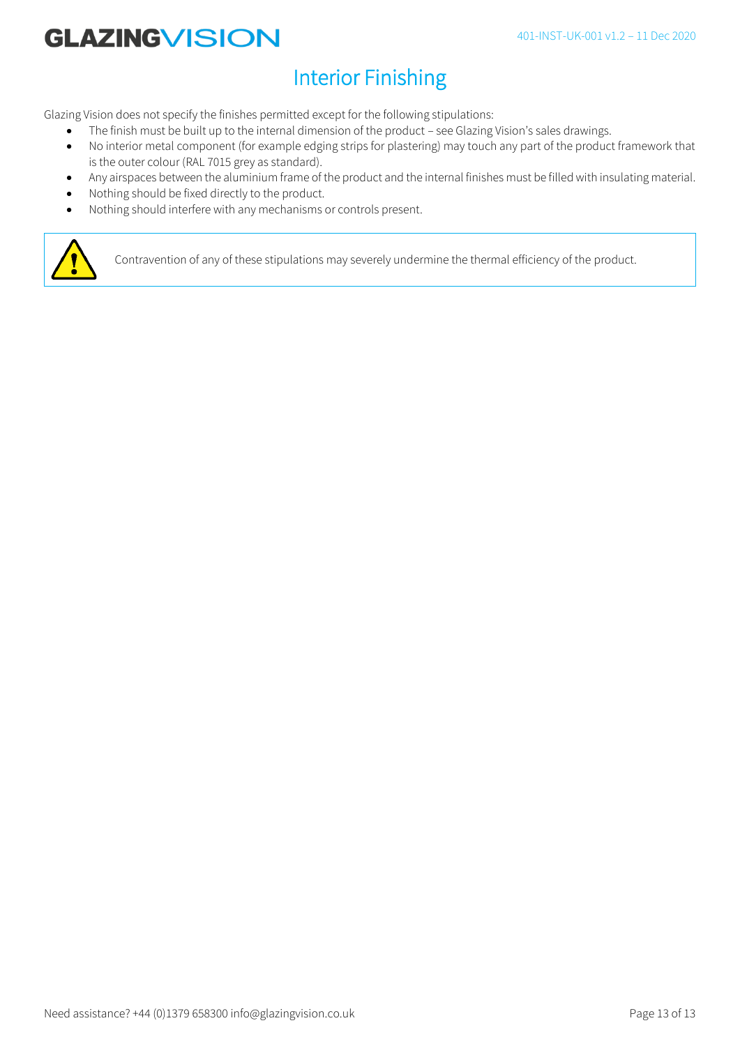# Interior Finishing

Glazing Vision does not specify the finishes permitted except for the following stipulations:

- The finish must be built up to the internal dimension of the product – see Glazing Vision's sales drawings.
- No interior metal component (for example edging strips for plastering) may touch any part of the product framework that is the outer colour (RAL 7015 grey as standard).
- Any airspaces between the aluminium frame of the product and the internal finishes must be filled with insulating material.
- Nothing should be fixed directly to the product.
- Nothing should interfere with any mechanisms or controls present.

Contravention of any of these stipulations may severely undermine the thermal efficiency of the product.